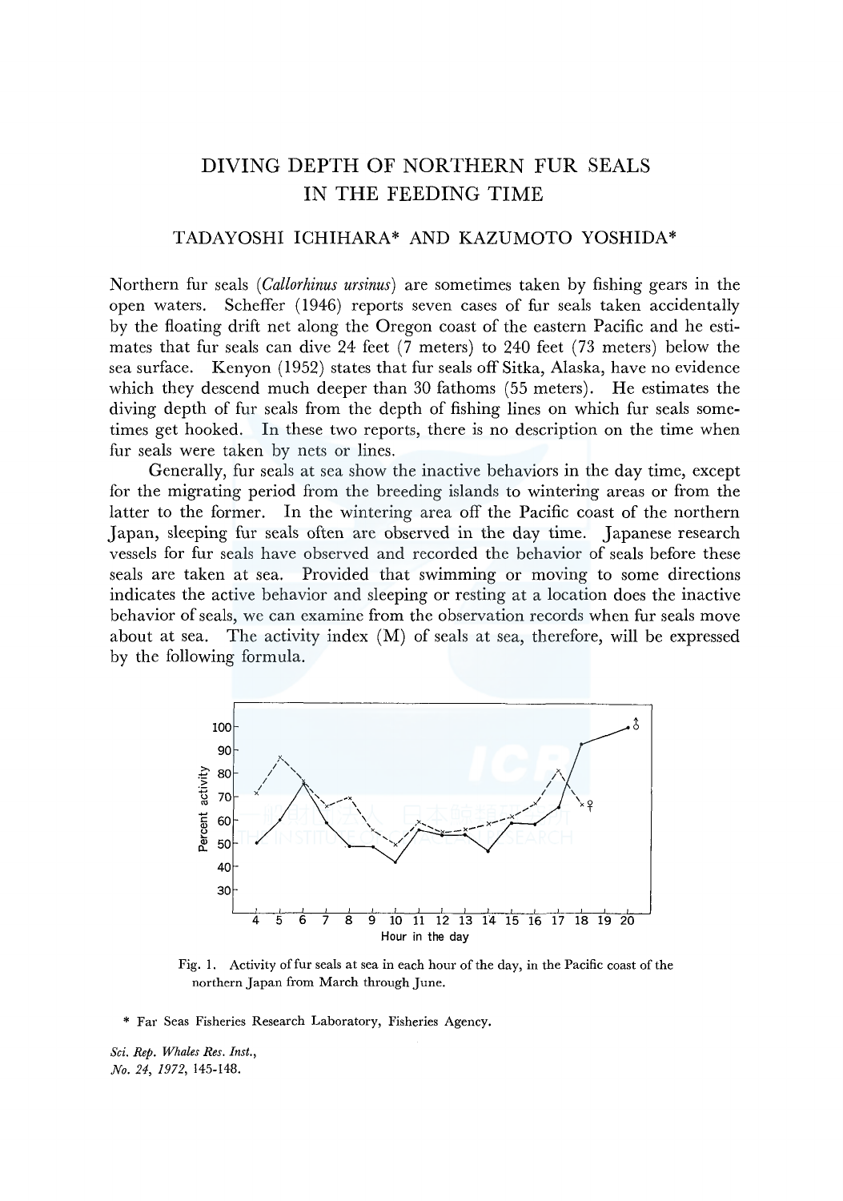# DIVING DEPTH OF NORTHERN FUR SEALS IN THE FEEDING TIME

## TADAYOSHI ICHIHARA* AND KAZUMOTO YOSHIDA*

Northern fur seals (*Callorhinus ursinus*) are sometimes taken by fishing gears in the open waters. Scheffer (1946) reports seven cases of fur seals taken accidentally by the floating drift net along the Oregon coast of the eastern Pacific and he estimates that fur seals can dive 24 feet (7 meters) to 240 feet (73 meters) below the sea surface. Kenyon (1952) states that fur seals off Sitka, Alaska, have no evidence which they descend much deeper than 30 fathoms (55 meters). He estimates the diving depth of fur seals from the depth of fishing lines on which fur seals sometimes get hooked. In these two reports, there is no description on the time when fur seals were taken by nets or lines.

Generally, fur seals at sea show the inactive behaviors in the day time, except for the migrating period from the breeding islands to wintering areas or from the latter to the former. In the wintering area off the Pacific coast of the northern Japan, sleeping fur seals often are observed in the day time. Japanese research vessels for fur seals have observed and recorded the behavior of seals before these seals are taken at sea. Provided that swimming or moving to some directions indicates the active behavior and sleeping or resting at a location does the inactive behavior of seals, we can examine from the observation records when fur seals move about at sea. The activity index (M) of seals at sea, therefore, will be expressed by the following formula.

Fig. 1. Activity of fur seals at sea in each hour of the day, in the Pacific coast of the northern Japan from March through June.

\* Far Seas Fisheries Research Laboratory, Fisheries Agency.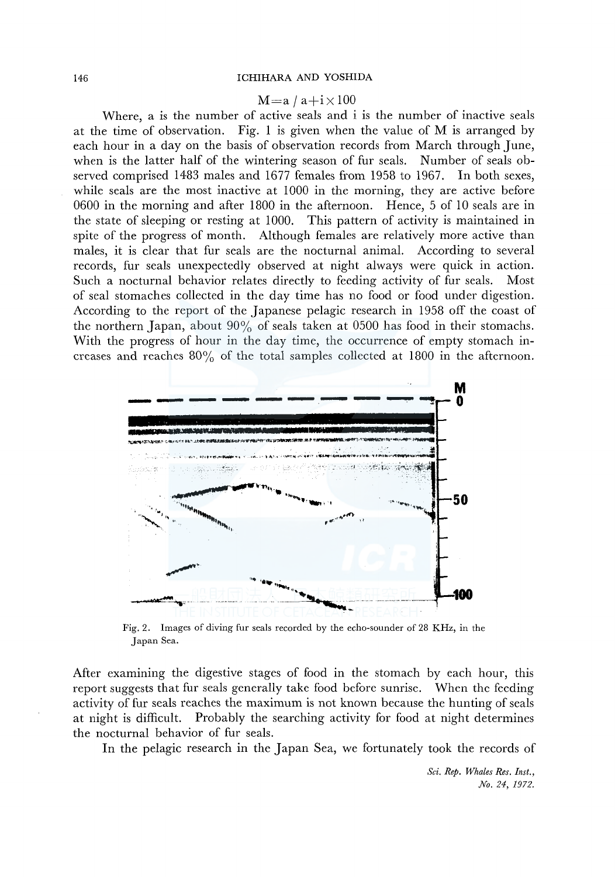$$M = a / a + i \times 100$$

Where, a is the number of active seals and i is the number of inactive seals at the time of observation. Fig. 1 is given when the value of M is arranged by each hour in a day on the basis of observation records from March through June, when is the latter half of the wintering season of fur seals. Number of seals observed comprised 1483 males and 1677 females from 1958 to 1967. In both sexes, while seals are the most inactive at 1000 in the morning, they are active before 0600 in the morning and after 1800 in the afternoon. Hence, 5 of 10 seals are in the state of sleeping or resting at 1000. This pattern of activity is maintained in spite of the progress of month. Although females are relatively more active than males, it is clear that fur seals are the nocturnal animal. According to several records, fur seals unexpectedly observed at night always were quick in action. Such a nocturnal behavior relates directly to feeding activity of fur seals. Most of seal stomaches collected in the day time has no food or food under digestion. According to the report of the Japanese pelagic research in 1958 off the coast of the northern Japan, about 90% of seals taken at 0500 has food in their stomachs. With the progress of hour in the day time, the occurrence of empty stomach increases and reaches 80% of the total samples collected at 1800 in the afternoon.

Fig. 2. Images of diving fur seals recorded by the echo-sounder of 28 KHz, in the Japan Sea.

After examining the digestive stages of food in the stomach by each hour, this report suggests that fur seals generally take food before sunrise. When the feeding activity of fur seals reaches the maximum is not known because the hunting of seals at night is difficult. Probably the searching activity for food at night determines the nocturnal behavior of fur seals.

In the pelagic research in the Japan Sea, we fortunately took the records of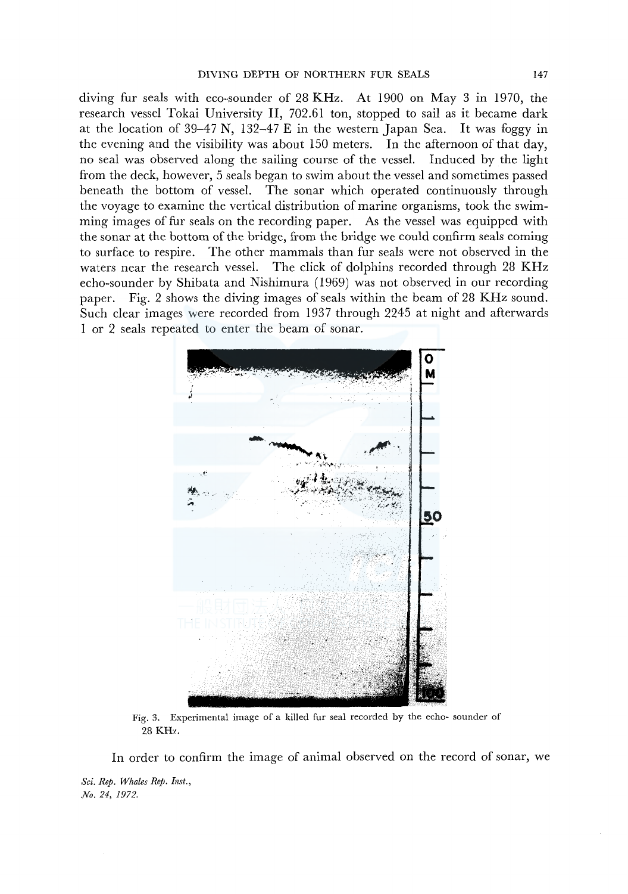diving fur seals with eco-sounder of 28 KHz. At 1900 on May 3 in 1970, the research vessel Tokai University II, 702.61 ton, stopped to sail as it became dark at the location of 39–47 N, 132–47 E in the western Japan Sea. It was foggy in the evening and the visibility was about 150 meters. In the afternoon of that day, no seal was observed along the sailing course of the vessel. Induced by the light from the deck, however, 5 seals began to swim about the vessel and sometimes passed beneath the bottom of vessel. The sonar which operated continuously through the voyage to examine the vertical distribution of marine organisms, took the swimming images of fur seals on the recording paper. As the vessel was equipped with the sonar at the bottom of the bridge, from the bridge we could confirm seals coming to surface to respire. The other mammals than fur seals were not observed in the waters near the research vessel. The click of dolphins recorded through 28 KHz echo-sounder by Shibata and Nishimura (1969) was not observed in our recording paper. Fig. 2 shows the diving images of seals within the beam of 28 KHz sound. Such clear images were recorded from 1937 through 2245 at night and afterwards 1 or 2 seals repeated to enter the beam of sonar.

Fig. 3. Experimental image of a killed fur seal recorded by the echo- sounder of 28 KHz.

In order to confirm the image of animal observed on the record of sonar, we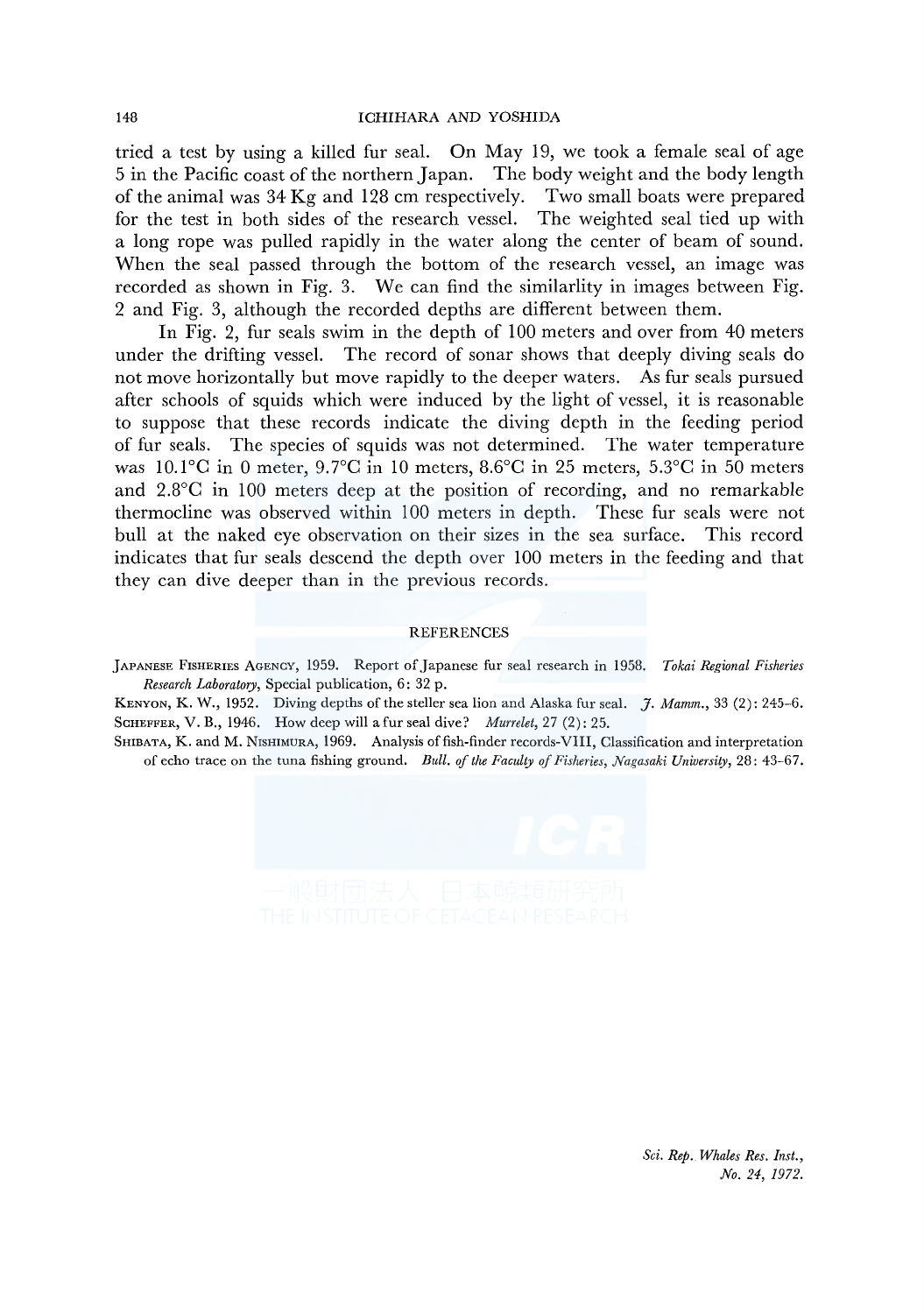tried a test by using a killed fur seal. On May 19, we took a female seal of age 5 in the Pacific coast of the northern Japan. The body weight and the body length of the animal was 34 Kg and 128 cm respectively. Two small boats were prepared for the test in both sides of the research vessel. The weighted seal tied up with a long rope was pulled rapidly in the water along the center of beam of sound. When the seal passed through the bottom of the research vessel, an image was recorded as shown in Fig. 3. We can find the similarlity in images between Fig. 2 and Fig. 3, although the recorded depths are different between them.

In Fig. 2, fur seals swim in the depth of 100 meters and over from 40 meters under the drifting vessel. The record of sonar shows that deeply diving seals do not move horizontally but move rapidly to the deeper waters. As fur seals pursued after schools of squids which were induced by the light of vessel, it is reasonable to suppose that these records indicate the diving depth in the feeding period of fur seals. The species of squids was not determined. The water temperature was 10.1°C in 0 meter, 9.7°C in 10 meters, 8.6°C in 25 meters, 5.3°C in 50 meters and 2.8°C in 100 meters deep at the position of recording, and no remarkable thermocline was observed within 100 meters in depth. These fur seals were not bull at the naked eye observation on their sizes in the sea surface. This record indicates that fur seals descend the depth over 100 meters in the feeding and that they can dive deeper than in the previous records.

## REFERENCES

Japanese Fisheries Agency, 1959. Report of Japanese fur seal research in 1958. *Tokai Regional Fisheries Research Laboratory*, Special publication, 6: 32 p.

Kenyon, K. W., 1952. Diving depths of the steller sea lion and Alaska fur seal. *J. Mamm.*, 33 (2): 245–6.

Scheffer, V. B., 1946. How deep will a fur seal dive? *Murrelet*, 27 (2): 25.

Shibata, K. and M. Nishimura, 1969. Analysis of fish-finder records-VIII, Classification and interpretation of echo trace on the tuna fishing ground. *Bull. of the Faculty of Fisheries, Nagasaki University*, 28: 43–67.